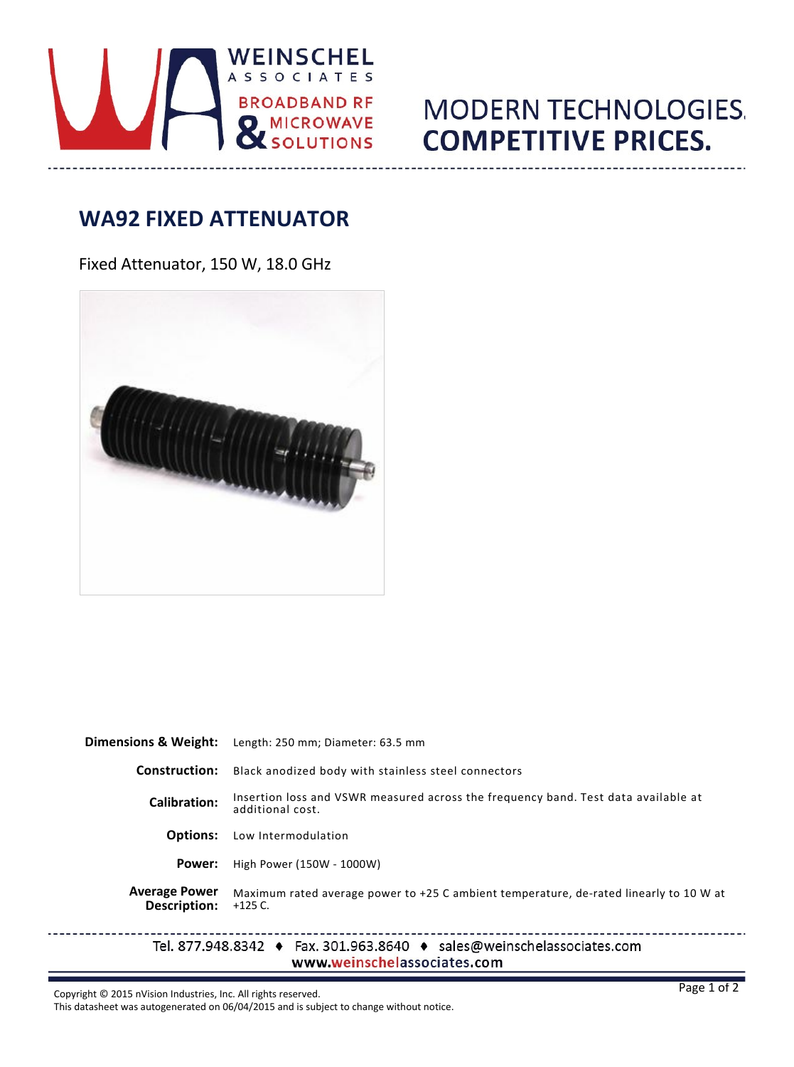WEINSCHEL ASSOCIATES

BROADBAND RF & MICROWAVE SOLUTIONS

MODERN TECHNOLOGIES. **COMPETITIVE PRICES.**

## WA92 FIXED ATTENUATOR

Fixed Attenuator, 150 W, 18.0 GHz

| | |
|---|---|
| **Dimensions & Weight:** | Length: 250 mm; Diameter: 63.5 mm |
| **Construction:** | Black anodized body with stainless steel connectors |
| **Calibration:** | Insertion loss and VSWR measured across the frequency band. Test data available at additional cost. |
| **Options:** | Low Intermodulation |
| **Power:** | High Power (150W - 1000W) |
| **Average Power Description:** | Maximum rated average power to +25 C ambient temperature, de-rated linearly to 10 W at +125 C. |

Tel. 877.948.8342 ♦ Fax. 301.963.8640 ♦ sales@weinschelassociates.com
www.weinschelassociates.com

Copyright © 2015 nVision Industries, Inc. All rights reserved.
This datasheet was autogenerated on 06/04/2015 and is subject to change without notice.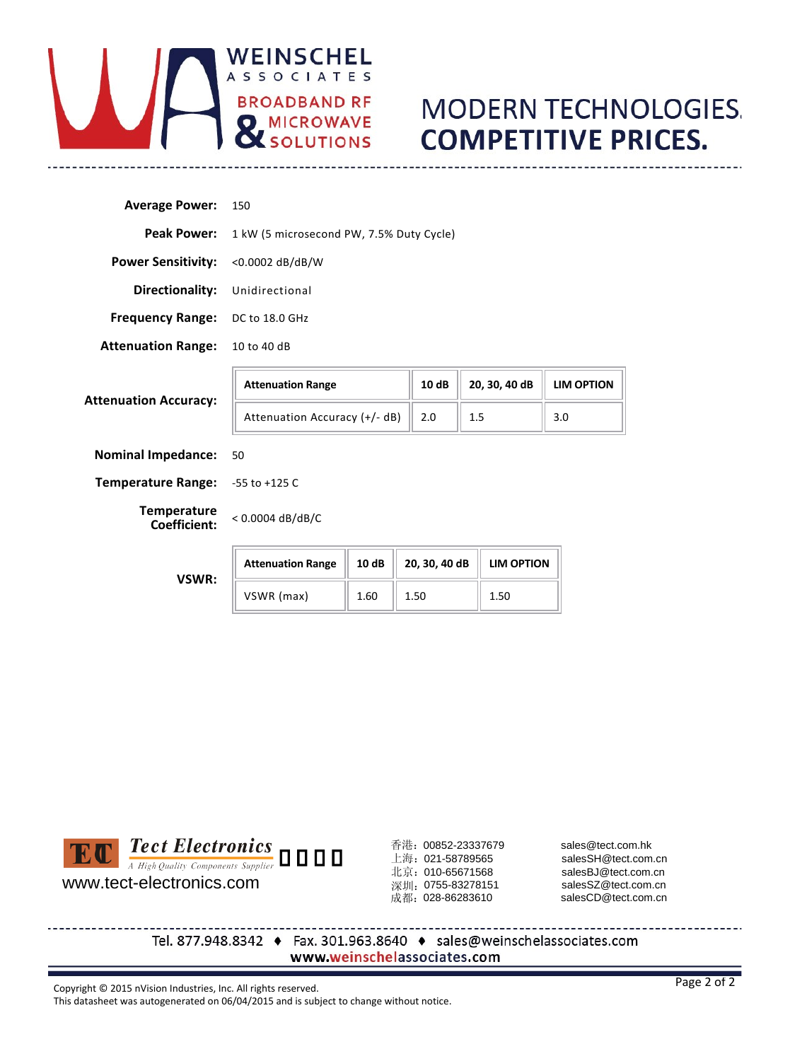WEINSCHEL ASSOCIATES

BROADBAND RF & MICROWAVE SOLUTIONS

MODERN TECHNOLOGIES. COMPETITIVE PRICES.

**Average Power:** 150

**Peak Power:** 1 kW (5 microsecond PW, 7.5% Duty Cycle)

**Power Sensitivity:** <0.0002 dB/dB/W

**Directionality:** Unidirectional

**Frequency Range:** DC to 18.0 GHz

**Attenuation Range:** 10 to 40 dB

**Attenuation Accuracy:**

| Attenuation Range | 10 dB | 20, 30, 40 dB | LIM OPTION |
|---|---|---|---|
| Attenuation Accuracy (+/- dB) | 2.0 | 1.5 | 3.0 |

**Nominal Impedance:** 50

**Temperature Range:** -55 to +125 C

**Temperature Coefficient:** < 0.0004 dB/dB/C

**VSWR:**

| Attenuation Range | 10 dB | 20, 30, 40 dB | LIM OPTION |
|---|---|---|---|
| VSWR (max) | 1.60 | 1.50 | 1.50 |

**Tect Electronics** □□□□

*A High Quality Components Supplier*

www.tect-electronics.com

香港：00852-23337679 sales@tect.com.hk
上海：021-58789565 salesSH@tect.com.cn
北京：010-65671568 salesBJ@tect.com.cn
深圳：0755-83278151 salesSZ@tect.com.cn
成都：028-86283610 salesCD@tect.com.cn

Tel. 877.948.8342 ♦ Fax. 301.963.8640 ♦ sales@weinschelassociates.com

www.weinschelassociates.com

Copyright © 2015 nVision Industries, Inc. All rights reserved.

This datasheet was autogenerated on 06/04/2015 and is subject to change without notice.